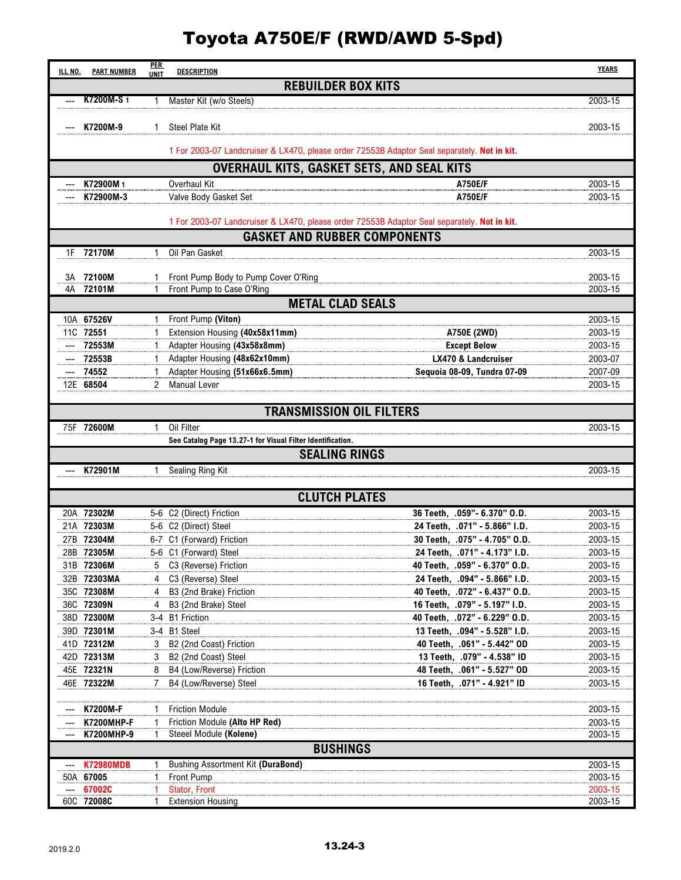# Toyota A750E/F (RWD/AWD 5-Spd)

| ILL NO. | PART NUMBER | PER UNIT | DESCRIPTION | | YEARS |
|---|---|---|---|---|---|
| **REBUILDER BOX KITS** | | | | | |
| --- | **K7200M-S** 1 | 1 | Master Kit (w/o Steels) | | 2003-15 |
| --- | **K7200M-9** | 1 | Steel Plate Kit | | 2003-15 |
| | | | 1 For 2003-07 Landcruiser & LX470, please order 72553B Adaptor Seal separately. **Not in kit.** | | |
| **OVERHAUL KITS, GASKET SETS, AND SEAL KITS** | | | | | |
| --- | **K72900M** 1 | | Overhaul Kit | **A750E/F** | 2003-15 |
| --- | **K72900M-3** | | Valve Body Gasket Set | **A750E/F** | 2003-15 |
| | | | 1 For 2003-07 Landcruiser & LX470, please order 72553B Adaptor Seal separately. **Not in kit.** | | |
| **GASKET AND RUBBER COMPONENTS** | | | | | |
| 1F | **72170M** | 1 | Oil Pan Gasket | | 2003-15 |
| 3A | **72100M** | 1 | Front Pump Body to Pump Cover O'Ring | | 2003-15 |
| 4A | **72101M** | 1 | Front Pump to Case O'Ring | | 2003-15 |
| **METAL CLAD SEALS** | | | | | |
| 10A | **67526V** | 1 | Front Pump **(Viton)** | | 2003-15 |
| 11C | **72551** | 1 | Extension Housing **(40x58x11mm)** | **A750E (2WD)** | 2003-15 |
| --- | **72553M** | 1 | Adapter Housing **(43x58x8mm)** | **Except Below** | 2003-15 |
| --- | **72553B** | 1 | Adapter Housing **(48x62x10mm)** | **LX470 & Landcruiser** | 2003-07 |
| --- | **74552** | 1 | Adapter Housing **(51x66x6.5mm)** | **Sequoia 08-09, Tundra 07-09** | 2007-09 |
| 12E | **68504** | 2 | Manual Lever | | 2003-15 |
| **TRANSMISSION OIL FILTERS** | | | | | |
| 75F | **72600M** | 1 | Oil Filter | | 2003-15 |
| | | | **See Catalog Page 13.27-1 for Visual Filter Identification.** | | |
| **SEALING RINGS** | | | | | |
| --- | **K72901M** | 1 | Sealing Ring Kit | | 2003-15 |
| **CLUTCH PLATES** | | | | | |
| 20A | **72302M** | 5-6 | C2 (Direct) Friction | **36 Teeth, .059"- 6.370" O.D.** | 2003-15 |
| 21A | **72303M** | 5-6 | C2 (Direct) Steel | **24 Teeth, .071" - 5.866" I.D.** | 2003-15 |
| 27B | **72304M** | 6-7 | C1 (Forward) Friction | **30 Teeth, .075" - 4.705" O.D.** | 2003-15 |
| 28B | **72305M** | 5-6 | C1 (Forward) Steel | **24 Teeth, .071" - 4.173" I.D.** | 2003-15 |
| 31B | **72306M** | 5 | C3 (Reverse) Friction | **40 Teeth, .059" - 6.370" O.D.** | 2003-15 |
| 32B | **72303MA** | 4 | C3 (Reverse) Steel | **24 Teeth, .094" - 5.866" I.D.** | 2003-15 |
| 35C | **72308M** | 4 | B3 (2nd Brake) Friction | **40 Teeth, .072" - 6.437" O.D.** | 2003-15 |
| 36C | **72309N** | 4 | B3 (2nd Brake) Steel | **16 Teeth, .079" - 5.197" I.D.** | 2003-15 |
| 38D | **72300M** | 3-4 | B1 Friction | **40 Teeth, .072" - 6.229" O.D.** | 2003-15 |
| 39D | **72301M** | 3-4 | B1 Steel | **13 Teeth, .094" - 5.528" I.D.** | 2003-15 |
| 41D | **72312M** | 3 | B2 (2nd Coast) Friction | **40 Teeth, .061" - 5.442" OD** | 2003-15 |
| 42D | **72313M** | 3 | B2 (2nd Coast) Steel | **13 Teeth, .079" - 4.538" ID** | 2003-15 |
| 45E | **72321N** | 8 | B4 (Low/Reverse) Friction | **48 Teeth, .061" - 5.527" OD** | 2003-15 |
| 46E | **72322M** | 7 | B4 (Low/Reverse) Steel | **16 Teeth, .071" - 4.921" ID** | 2003-15 |
| --- | **K7200M-F** | 1 | Friction Module | | 2003-15 |
| --- | **K7200MHP-F** | 1 | Friction Module **(Alto HP Red)** | | 2003-15 |
| --- | **K7200MHP-9** | 1 | Steeel Module **(Kolene)** | | 2003-15 |
| **BUSHINGS** | | | | | |
| --- | **K72980MDB** | 1 | Bushing Assortment Kit **(DuraBond)** | | 2003-15 |
| 50A | **67005** | 1 | Front Pump | | 2003-15 |
| --- | **67002C** | 1 | Stator, Front | | 2003-15 |
| 60C | **72008C** | 1 | Extension Housing | | 2003-15 |

2019.2.0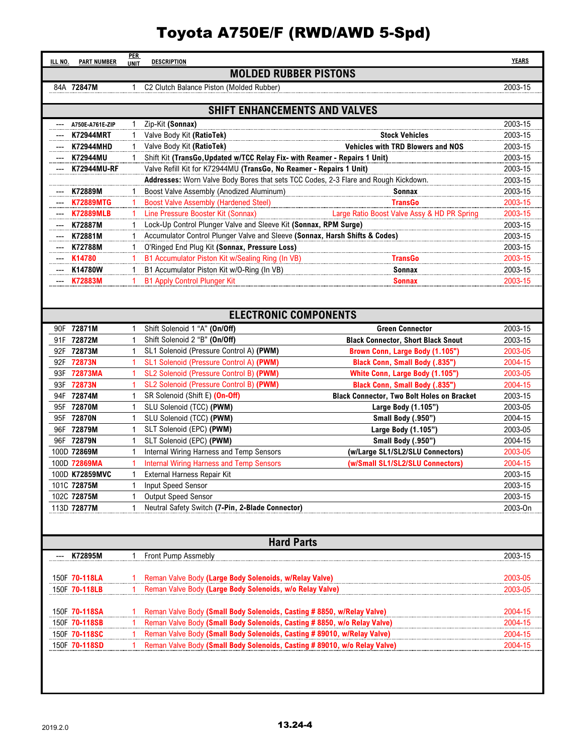# Toyota A750E/F (RWD/AWD 5-Spd)

| ILL NO. | PART NUMBER | PER UNIT | DESCRIPTION | | YEARS |
|---|---|---|---|---|---|
| | | | **MOLDED RUBBER PISTONS** | | |
| 84A | **72847M** | 1 | C2 Clutch Balance Piston (Molded Rubber) | | 2003-15 |
| | | | **SHIFT ENHANCEMENTS AND VALVES** | | |
| --- | **A750E-A761E-ZIP** | 1 | Zip-Kit **(Sonnax)** | | 2003-15 |
| --- | **K72944MRT** | 1 | Valve Body Kit **(RatioTek)** | **Stock Vehicles** | 2003-15 |
| --- | **K72944MHD** | 1 | Valve Body Kit **(RatioTek)** | **Vehicles with TRD Blowers and NOS** | 2003-15 |
| --- | **K72944MU** | 1 | Shift Kit **(TransGo,Updated w/TCC Relay Fix- with Reamer - Repairs 1 Unit)** | | 2003-15 |
| --- | **K72944MU-RF** | | Valve Refill Kit for K72944MU **(TransGo, No Reamer - Repairs 1 Unit)** | | 2003-15 |
| | | | **Addresses:** Worn Valve Body Bores that sets TCC Codes, 2-3 Flare and Rough Kickdown. | | 2003-15 |
| --- | **K72889M** | 1 | Boost Valve Assembly (Anodized Aluminum) | **Sonnax** | 2003-15 |
| --- | **K72889MTG** | 1 | Boost Valve Assembly (Hardened Steel) | **TransGo** | 2003-15 |
| --- | **K72889MLB** | 1 | Line Pressure Booster Kit (Sonnax) | Large Ratio Boost Valve Assy & HD PR Spring | 2003-15 |
| --- | **K72887M** | 1 | Lock-Up Control Plunger Valve and Sleeve Kit **(Sonnax, RPM Surge)** | | 2003-15 |
| --- | **K72881M** | 1 | Accumulator Control Plunger Valve and Sleeve **(Sonnax, Harsh Shifts & Codes)** | | 2003-15 |
| --- | **K72788M** | 1 | O'Ringed End Plug Kit **(Sonnax, Pressure Loss)** | | 2003-15 |
| --- | **K14780** | 1 | B1 Accumulator Piston Kit w/Sealing Ring (In VB) | **TransGo** | 2003-15 |
| --- | **K14780W** | 1 | B1 Accumulator Piston Kit w/O-Ring (In VB) | **Sonnax** | 2003-15 |
| --- | **K72883M** | 1 | B1 Apply Control Plunger Kit | **Sonnax** | 2003-15 |
| | | | **ELECTRONIC COMPONENTS** | | |
| 90F | **72871M** | 1 | Shift Solenoid 1 "A" **(On/Off)** | **Green Connector** | 2003-15 |
| 91F | **72872M** | 1 | Shift Solenoid 2 "B" **(On/Off)** | **Black Connector, Short Black Snout** | 2003-15 |
| 92F | **72873M** | 1 | SL1 Solenoid (Pressure Control A) **(PWM)** | **Brown Conn, Large Body (1.105")** | 2003-05 |
| 92F | **72873N** | 1 | SL1 Solenoid (Pressure Control A) **(PWM)** | **Black Conn, Small Body (.835")** | 2004-15 |
| 93F | **72873MA** | 1 | SL2 Solenoid (Pressure Control B) **(PWM)** | **White Conn, Large Body (1.105")** | 2003-05 |
| 93F | **72873N** | 1 | SL2 Solenoid (Pressure Control B) **(PWM)** | **Black Conn, Small Body (.835")** | 2004-15 |
| 94F | **72874M** | 1 | SR Solenoid (Shift E) **(On-Off)** | **Black Connector, Two Bolt Holes on Bracket** | 2003-15 |
| 95F | **72870M** | 1 | SLU Solenoid (TCC) **(PWM)** | **Large Body (1.105")** | 2003-05 |
| 95F | **72870N** | 1 | SLU Solenoid (TCC) **(PWM)** | **Small Body (.950")** | 2004-15 |
| 96F | **72879M** | 1 | SLT Solenoid (EPC) **(PWM)** | **Large Body (1.105")** | 2003-05 |
| 96F | **72879N** | 1 | SLT Solenoid (EPC) **(PWM)** | **Small Body (.950")** | 2004-15 |
| 100D | **72869M** | 1 | Internal Wiring Harness and Temp Sensors | **(w/Large SL1/SL2/SLU Connectors)** | 2003-05 |
| 100D | **72869MA** | 1 | Internal Wiring Harness and Temp Sensors | **(w/Small SL1/SL2/SLU Connectors)** | 2004-15 |
| 100D | **K72859MVC** | 1 | External Harness Repair Kit | | 2003-15 |
| 101C | **72875M** | 1 | Input Speed Sensor | | 2003-15 |
| 102C | **72875M** | 1 | Output Speed Sensor | | 2003-15 |
| 113D | **72877M** | 1 | Neutral Safety Switch **(7-Pin, 2-Blade Connector)** | | 2003-On |
| | | | **Hard Parts** | | |
| --- | **K72895M** | 1 | Front Pump Assmebly | | 2003-15 |
| 150F | **70-118LA** | 1 | Reman Valve Body **(Large Body Solenoids, w/Relay Valve)** | | 2003-05 |
| 150F | **70-118LB** | 1 | Reman Valve Body **(Large Body Solenoids, w/o Relay Valve)** | | 2003-05 |
| 150F | **70-118SA** | 1 | Reman Valve Body **(Small Body Solenoids, Casting # 8850, w/Relay Valve)** | | 2004-15 |
| 150F | **70-118SB** | 1 | Reman Valve Body **(Small Body Solenoids, Casting # 8850, w/o Relay Valve)** | | 2004-15 |
| 150F | **70-118SC** | 1 | Reman Valve Body **(Small Body Solenoids, Casting # 89010, w/Relay Valve)** | | 2004-15 |
| 150F | **70-118SD** | 1 | Reman Valve Body **(Small Body Solenoids, Casting # 89010, w/o Relay Valve)** | | 2004-15 |

2019.2.0